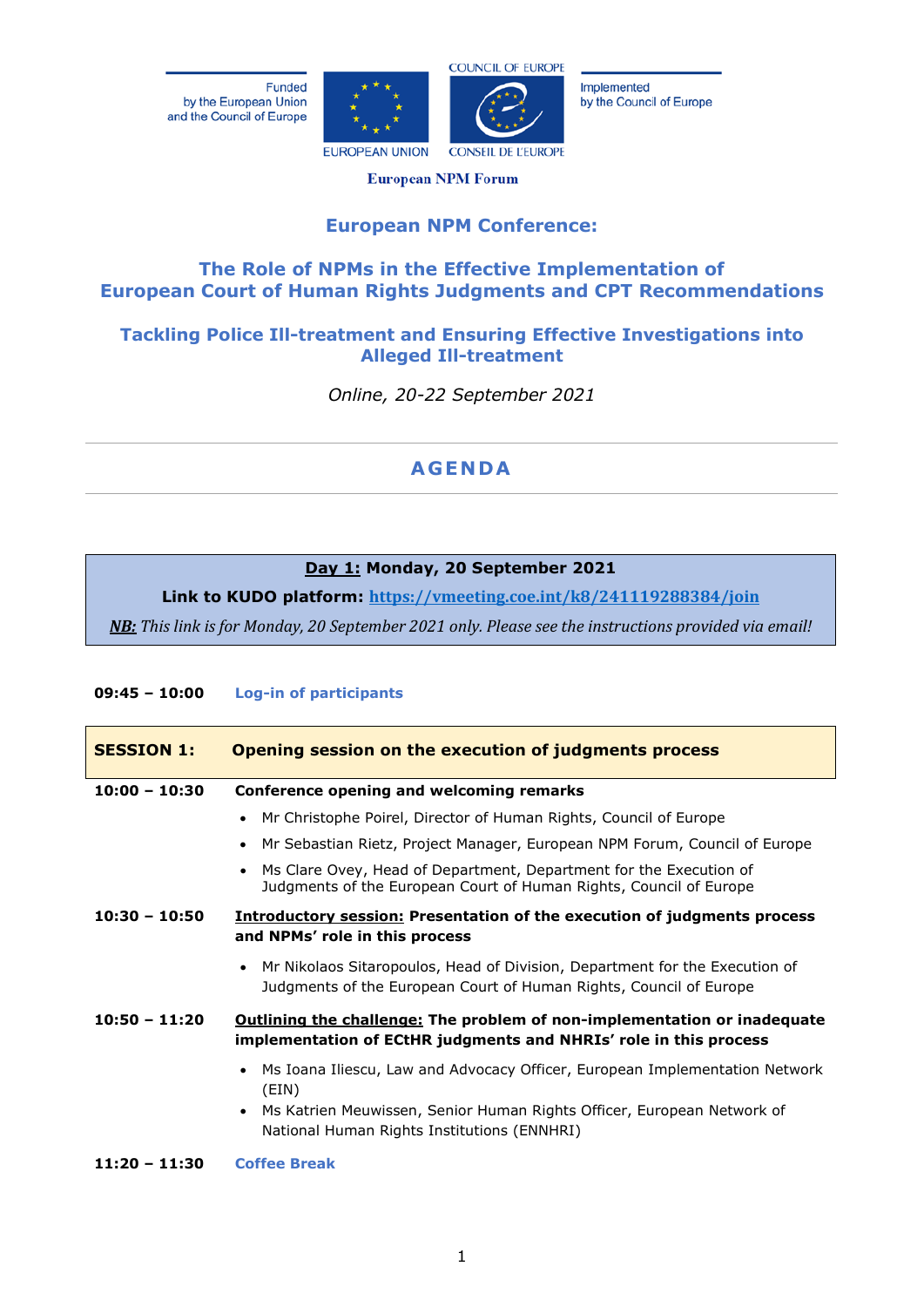Funded by the European Union and the Council of Europe

EUROPEAN UNION

COUNCIL OF EUROPE / CONSEIL DE L'EUROPE

Implemented by the Council of Europe

**European NPM Forum**

# European NPM Conference:

## The Role of NPMs in the Effective Implementation of European Court of Human Rights Judgments and CPT Recommendations

## Tackling Police Ill-treatment and Ensuring Effective Investigations into Alleged Ill-treatment

*Online, 20-22 September 2021*

---

# AGENDA

---

**Day 1: Monday, 20 September 2021**

**Link to KUDO platform:** https://vmeeting.coe.int/k8/241119288384/join

***NB:*** *This link is for Monday, 20 September 2021 only. Please see the instructions provided via email!*

**09:45 – 10:00** Log-in of participants

**SESSION 1: Opening session on the execution of judgments process**

**10:00 – 10:30** **Conference opening and welcoming remarks**

- Mr Christophe Poirel, Director of Human Rights, Council of Europe
- Mr Sebastian Rietz, Project Manager, European NPM Forum, Council of Europe
- Ms Clare Ovey, Head of Department, Department for the Execution of Judgments of the European Court of Human Rights, Council of Europe

**10:30 – 10:50** **Introductory session: Presentation of the execution of judgments process and NPMs' role in this process**

- Mr Nikolaos Sitaropoulos, Head of Division, Department for the Execution of Judgments of the European Court of Human Rights, Council of Europe

**10:50 – 11:20** **Outlining the challenge: The problem of non-implementation or inadequate implementation of ECtHR judgments and NHRIs' role in this process**

- Ms Ioana Iliescu, Law and Advocacy Officer, European Implementation Network (EIN)
- Ms Katrien Meuwissen, Senior Human Rights Officer, European Network of National Human Rights Institutions (ENNHRI)

**11:20 – 11:30** Coffee Break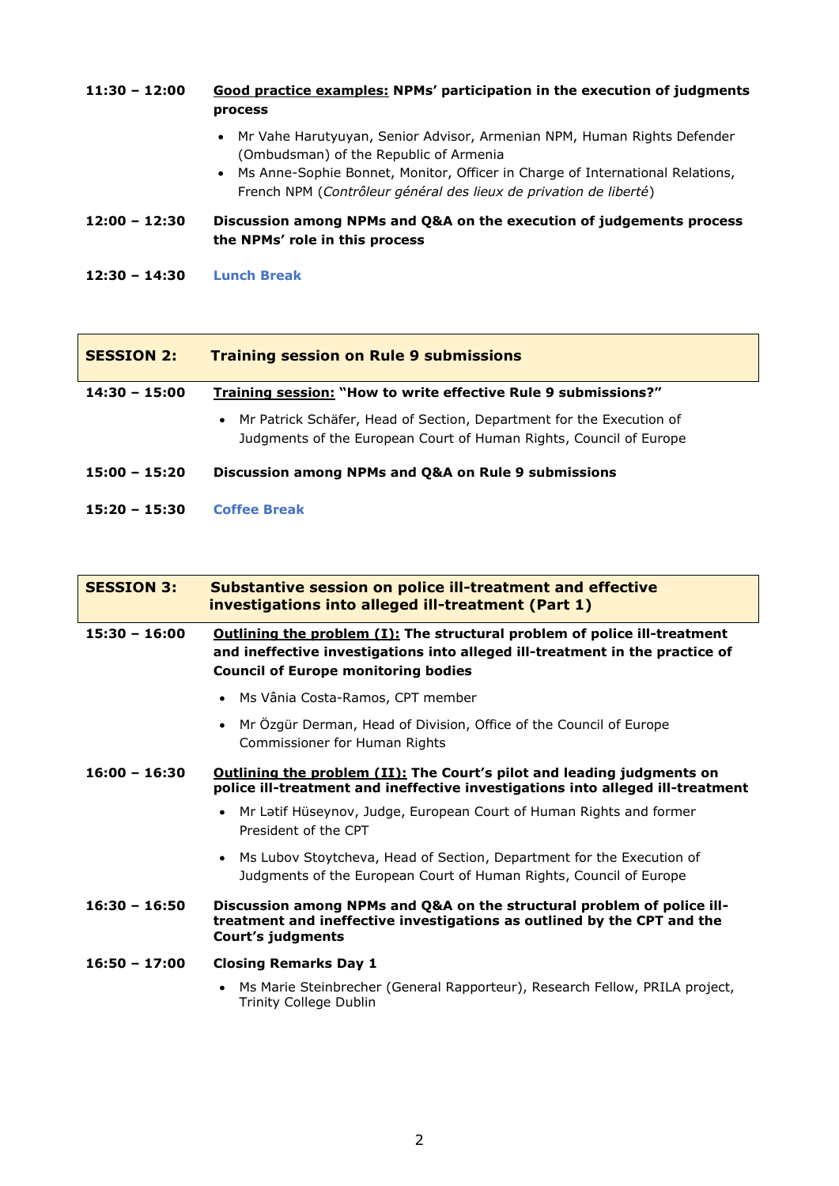**11:30 – 12:00** **<u>Good practice examples:</u> NPMs' participation in the execution of judgments process**

- Mr Vahe Harutyuyan, Senior Advisor, Armenian NPM, Human Rights Defender (Ombudsman) of the Republic of Armenia
- Ms Anne-Sophie Bonnet, Monitor, Officer in Charge of International Relations, French NPM (*Contrôleur général des lieux de privation de liberté*)

**12:00 – 12:30** **Discussion among NPMs and Q&A on the execution of judgements process the NPMs' role in this process**

**12:30 – 14:30** **Lunch Break**

## SESSION 2: Training session on Rule 9 submissions

**14:30 – 15:00** **<u>Training session:</u> "How to write effective Rule 9 submissions?"**

- Mr Patrick Schäfer, Head of Section, Department for the Execution of Judgments of the European Court of Human Rights, Council of Europe

**15:00 – 15:20** **Discussion among NPMs and Q&A on Rule 9 submissions**

**15:20 – 15:30** **Coffee Break**

## SESSION 3: Substantive session on police ill-treatment and effective investigations into alleged ill-treatment (Part 1)

**15:30 – 16:00** **<u>Outlining the problem (I):</u> The structural problem of police ill-treatment and ineffective investigations into alleged ill-treatment in the practice of Council of Europe monitoring bodies**

- Ms Vânia Costa-Ramos, CPT member
- Mr Özgür Derman, Head of Division, Office of the Council of Europe Commissioner for Human Rights

**16:00 – 16:30** **<u>Outlining the problem (II):</u> The Court's pilot and leading judgments on police ill-treatment and ineffective investigations into alleged ill-treatment**

- Mr Lətif Hüseynov, Judge, European Court of Human Rights and former President of the CPT
- Ms Lubov Stoytcheva, Head of Section, Department for the Execution of Judgments of the European Court of Human Rights, Council of Europe

**16:30 – 16:50** **Discussion among NPMs and Q&A on the structural problem of police ill-treatment and ineffective investigations as outlined by the CPT and the Court's judgments**

**16:50 – 17:00** **Closing Remarks Day 1**

- Ms Marie Steinbrecher (General Rapporteur), Research Fellow, PRILA project, Trinity College Dublin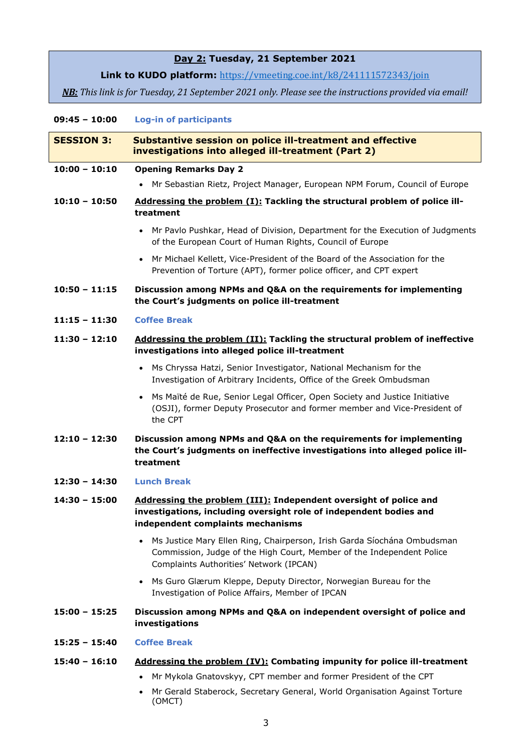**Day 2: Tuesday, 21 September 2021**

**Link to KUDO platform:** https://vmeeting.coe.int/k8/241111572343/join

***NB:** This link is for Tuesday, 21 September 2021 only. Please see the instructions provided via email!*

**09:45 – 10:00** **Log-in of participants**

## SESSION 3: Substantive session on police ill-treatment and effective investigations into alleged ill-treatment (Part 2)

**10:00 – 10:10** **Opening Remarks Day 2**

- Mr Sebastian Rietz, Project Manager, European NPM Forum, Council of Europe

**10:10 – 10:50** **Addressing the problem (I): Tackling the structural problem of police ill-treatment**

- Mr Pavlo Pushkar, Head of Division, Department for the Execution of Judgments of the European Court of Human Rights, Council of Europe
- Mr Michael Kellett, Vice-President of the Board of the Association for the Prevention of Torture (APT), former police officer, and CPT expert

**10:50 – 11:15** **Discussion among NPMs and Q&A on the requirements for implementing the Court's judgments on police ill-treatment**

**11:15 – 11:30** **Coffee Break**

**11:30 – 12:10** **Addressing the problem (II): Tackling the structural problem of ineffective investigations into alleged police ill-treatment**

- Ms Chryssa Hatzi, Senior Investigator, National Mechanism for the Investigation of Arbitrary Incidents, Office of the Greek Ombudsman
- Ms Maïté de Rue, Senior Legal Officer, Open Society and Justice Initiative (OSJI), former Deputy Prosecutor and former member and Vice-President of the CPT

**12:10 – 12:30** **Discussion among NPMs and Q&A on the requirements for implementing the Court's judgments on ineffective investigations into alleged police ill-treatment**

**12:30 – 14:30** **Lunch Break**

**14:30 – 15:00** **Addressing the problem (III): Independent oversight of police and investigations, including oversight role of independent bodies and independent complaints mechanisms**

- Ms Justice Mary Ellen Ring, Chairperson, Irish Garda Síochána Ombudsman Commission, Judge of the High Court, Member of the Independent Police Complaints Authorities' Network (IPCAN)
- Ms Guro Glærum Kleppe, Deputy Director, Norwegian Bureau for the Investigation of Police Affairs, Member of IPCAN

**15:00 – 15:25** **Discussion among NPMs and Q&A on independent oversight of police and investigations**

**15:25 – 15:40** **Coffee Break**

**15:40 – 16:10** **Addressing the problem (IV): Combating impunity for police ill-treatment**

- Mr Mykola Gnatovskyy, CPT member and former President of the CPT
- Mr Gerald Staberock, Secretary General, World Organisation Against Torture (OMCT)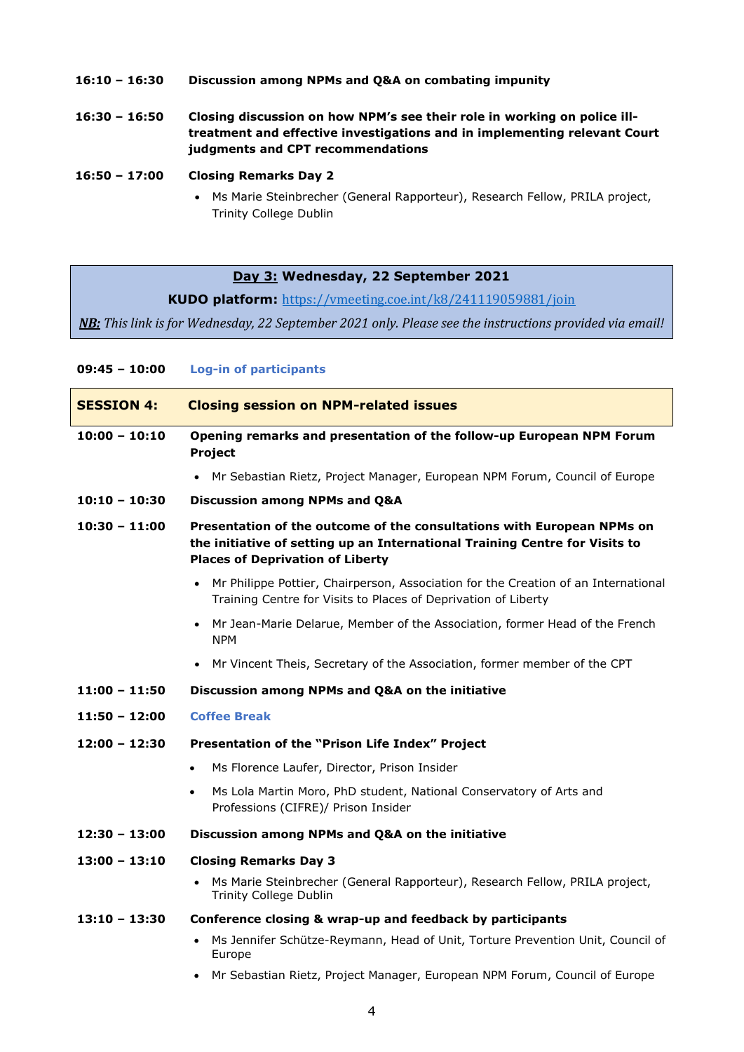**16:10 – 16:30** **Discussion among NPMs and Q&A on combating impunity**

**16:30 – 16:50** **Closing discussion on how NPM's see their role in working on police ill-treatment and effective investigations and in implementing relevant Court judgments and CPT recommendations**

**16:50 – 17:00** **Closing Remarks Day 2**

- Ms Marie Steinbrecher (General Rapporteur), Research Fellow, PRILA project, Trinity College Dublin

## Day 3: Wednesday, 22 September 2021

**KUDO platform:** https://vmeeting.coe.int/k8/241119059881/join

***NB:*** *This link is for Wednesday, 22 September 2021 only. Please see the instructions provided via email!*

**09:45 – 10:00** **Log-in of participants**

### SESSION 4: Closing session on NPM-related issues

**10:00 – 10:10** **Opening remarks and presentation of the follow-up European NPM Forum Project**

- Mr Sebastian Rietz, Project Manager, European NPM Forum, Council of Europe

**10:10 – 10:30** **Discussion among NPMs and Q&A**

**10:30 – 11:00** **Presentation of the outcome of the consultations with European NPMs on the initiative of setting up an International Training Centre for Visits to Places of Deprivation of Liberty**

- Mr Philippe Pottier, Chairperson, Association for the Creation of an International Training Centre for Visits to Places of Deprivation of Liberty
- Mr Jean-Marie Delarue, Member of the Association, former Head of the French NPM
- Mr Vincent Theis, Secretary of the Association, former member of the CPT

**11:00 – 11:50** **Discussion among NPMs and Q&A on the initiative**

**11:50 – 12:00** **Coffee Break**

**12:00 – 12:30** **Presentation of the "Prison Life Index" Project**

- Ms Florence Laufer, Director, Prison Insider
- Ms Lola Martin Moro, PhD student, National Conservatory of Arts and Professions (CIFRE)/ Prison Insider

**12:30 – 13:00** **Discussion among NPMs and Q&A on the initiative**

**13:00 – 13:10** **Closing Remarks Day 3**

- Ms Marie Steinbrecher (General Rapporteur), Research Fellow, PRILA project, Trinity College Dublin

**13:10 – 13:30** **Conference closing & wrap-up and feedback by participants**

- Ms Jennifer Schütze-Reymann, Head of Unit, Torture Prevention Unit, Council of Europe
- Mr Sebastian Rietz, Project Manager, European NPM Forum, Council of Europe